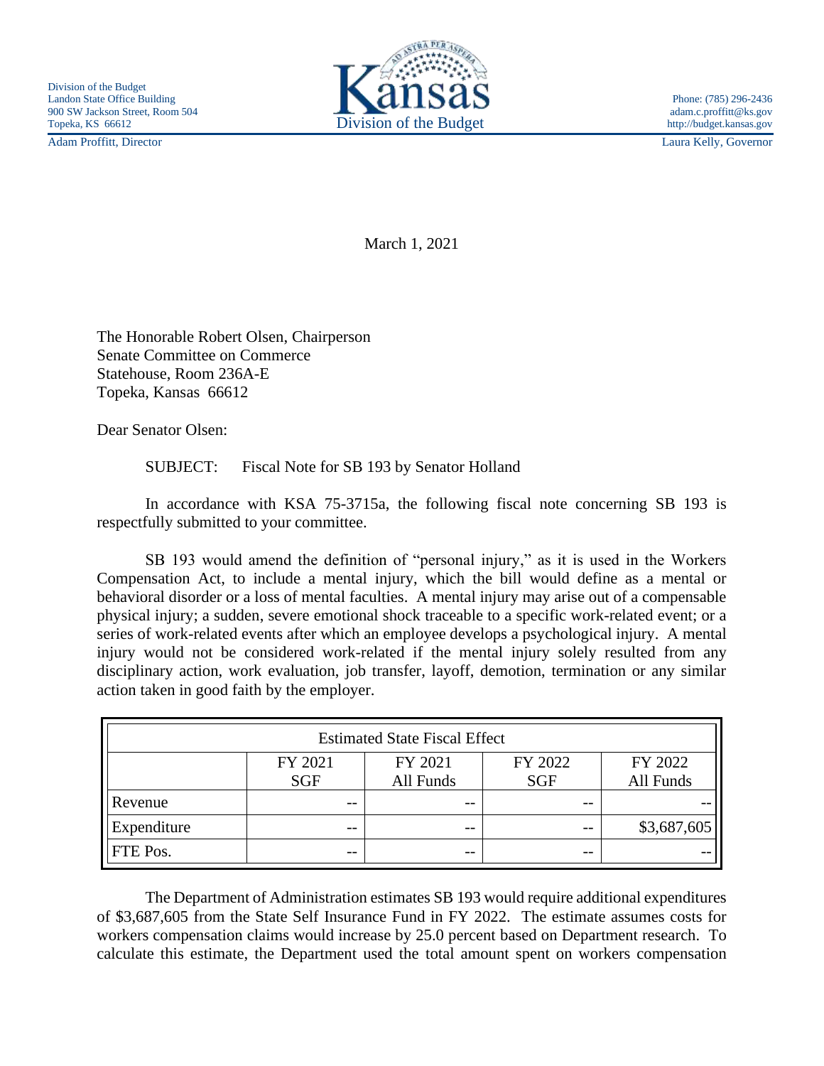Division of the Budget
Landon State Office Building
900 SW Jackson Street, Room 504
Topeka, KS 66612

Kansas
Division of the Budget

Phone: (785) 296-2436
adam.c.proffitt@ks.gov
http://budget.kansas.gov

Adam Proffitt, Director

Laura Kelly, Governor

March 1, 2021

The Honorable Robert Olsen, Chairperson
Senate Committee on Commerce
Statehouse, Room 236A-E
Topeka, Kansas 66612

Dear Senator Olsen:

SUBJECT: Fiscal Note for SB 193 by Senator Holland

In accordance with KSA 75-3715a, the following fiscal note concerning SB 193 is respectfully submitted to your committee.

SB 193 would amend the definition of "personal injury," as it is used in the Workers Compensation Act, to include a mental injury, which the bill would define as a mental or behavioral disorder or a loss of mental faculties. A mental injury may arise out of a compensable physical injury; a sudden, severe emotional shock traceable to a specific work-related event; or a series of work-related events after which an employee develops a psychological injury. A mental injury would not be considered work-related if the mental injury solely resulted from any disciplinary action, work evaluation, job transfer, layoff, demotion, termination or any similar action taken in good faith by the employer.

| Estimated State Fiscal Effect | | | | |
|---|---|---|---|---|
| | FY 2021 SGF | FY 2021 All Funds | FY 2022 SGF | FY 2022 All Funds |
| Revenue | -- | -- | -- | -- |
| Expenditure | -- | -- | -- | $3,687,605 |
| FTE Pos. | -- | -- | -- | -- |

The Department of Administration estimates SB 193 would require additional expenditures of $3,687,605 from the State Self Insurance Fund in FY 2022. The estimate assumes costs for workers compensation claims would increase by 25.0 percent based on Department research. To calculate this estimate, the Department used the total amount spent on workers compensation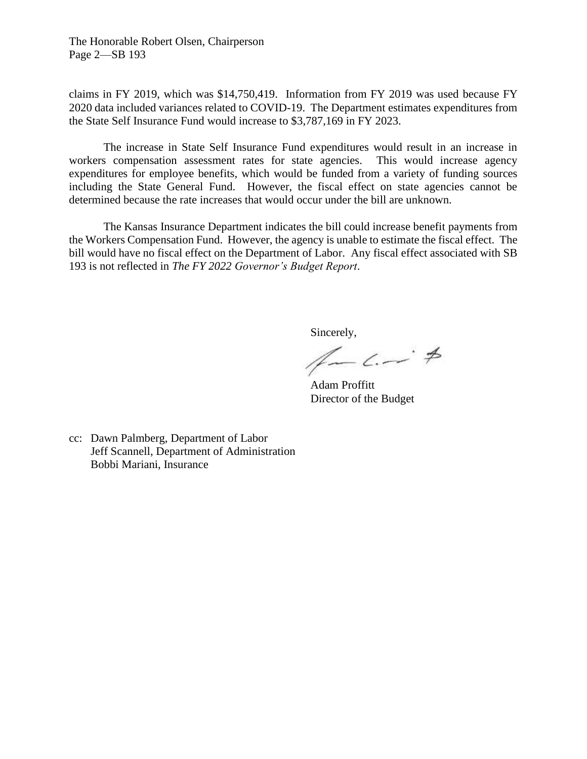claims in FY 2019, which was $14,750,419. Information from FY 2019 was used because FY 2020 data included variances related to COVID-19. The Department estimates expenditures from the State Self Insurance Fund would increase to $3,787,169 in FY 2023.

The increase in State Self Insurance Fund expenditures would result in an increase in workers compensation assessment rates for state agencies. This would increase agency expenditures for employee benefits, which would be funded from a variety of funding sources including the State General Fund. However, the fiscal effect on state agencies cannot be determined because the rate increases that would occur under the bill are unknown.

The Kansas Insurance Department indicates the bill could increase benefit payments from the Workers Compensation Fund. However, the agency is unable to estimate the fiscal effect. The bill would have no fiscal effect on the Department of Labor. Any fiscal effect associated with SB 193 is not reflected in *The FY 2022 Governor's Budget Report*.

Sincerely,

Adam Proffitt
Director of the Budget

cc: Dawn Palmberg, Department of Labor
Jeff Scannell, Department of Administration
Bobbi Mariani, Insurance